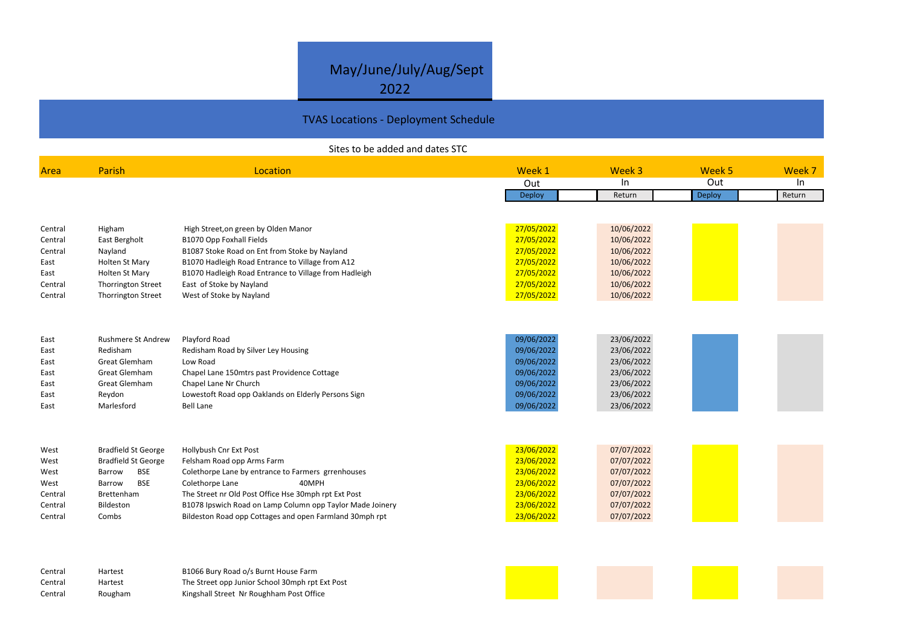# May/June/July/Aug/Sept 2022

## TVAS Locations - Deployment Schedule

Sites to be added and dates STC

| Area | Parish | Location | Week 1 | Week 3 | Week 5 | Week 7 |
|---|---|---|---|---|---|---|
| | | | Out | In | Out | In |
| | | | Deploy | Return | Deploy | Return |
| Central | Higham | High Street,on green by Olden Manor | 27/05/2022 | 10/06/2022 | | |
| Central | East Bergholt | B1070 Opp Foxhall Fields | 27/05/2022 | 10/06/2022 | | |
| Central | Nayland | B1087 Stoke Road on Ent from Stoke by Nayland | 27/05/2022 | 10/06/2022 | | |
| East | Holten St Mary | B1070 Hadleigh Road Entrance to Village from A12 | 27/05/2022 | 10/06/2022 | | |
| East | Holten St Mary | B1070 Hadleigh Road Entrance to Village from Hadleigh | 27/05/2022 | 10/06/2022 | | |
| Central | Thorrington Street | East of Stoke by Nayland | 27/05/2022 | 10/06/2022 | | |
| Central | Thorrington Street | West of Stoke by Nayland | 27/05/2022 | 10/06/2022 | | |
| East | Rushmere St Andrew | Playford Road | 09/06/2022 | 23/06/2022 | | |
| East | Redisham | Redisham Road by Silver Ley Housing | 09/06/2022 | 23/06/2022 | | |
| East | Great Glemham | Low Road | 09/06/2022 | 23/06/2022 | | |
| East | Great Glemham | Chapel Lane 150mtrs past Providence Cottage | 09/06/2022 | 23/06/2022 | | |
| East | Great Glemham | Chapel Lane Nr Church | 09/06/2022 | 23/06/2022 | | |
| East | Reydon | Lowestoft Road opp Oaklands on Elderly Persons Sign | 09/06/2022 | 23/06/2022 | | |
| East | Marlesford | Bell Lane | 09/06/2022 | 23/06/2022 | | |
| West | Bradfield St George | Hollybush Cnr Ext Post | 23/06/2022 | 07/07/2022 | | |
| West | Bradfield St George | Felsham Road opp Arms Farm | 23/06/2022 | 07/07/2022 | | |
| West | Barrow BSE | Colethorpe Lane by entrance to Farmers grrenhouses | 23/06/2022 | 07/07/2022 | | |
| West | Barrow BSE | Colethorpe Lane 40MPH | 23/06/2022 | 07/07/2022 | | |
| Central | Brettenham | The Street nr Old Post Office Hse 30mph rpt Ext Post | 23/06/2022 | 07/07/2022 | | |
| Central | Bildeston | B1078 Ipswich Road on Lamp Column opp Taylor Made Joinery | 23/06/2022 | 07/07/2022 | | |
| Central | Combs | Bildeston Road opp Cottages and open Farmland 30mph rpt | 23/06/2022 | 07/07/2022 | | |
| Central | Hartest | B1066 Bury Road o/s Burnt House Farm | | | | |
| Central | Hartest | The Street opp Junior School 30mph rpt Ext Post | | | | |
| Central | Rougham | Kingshall Street Nr Roughham Post Office | | | | |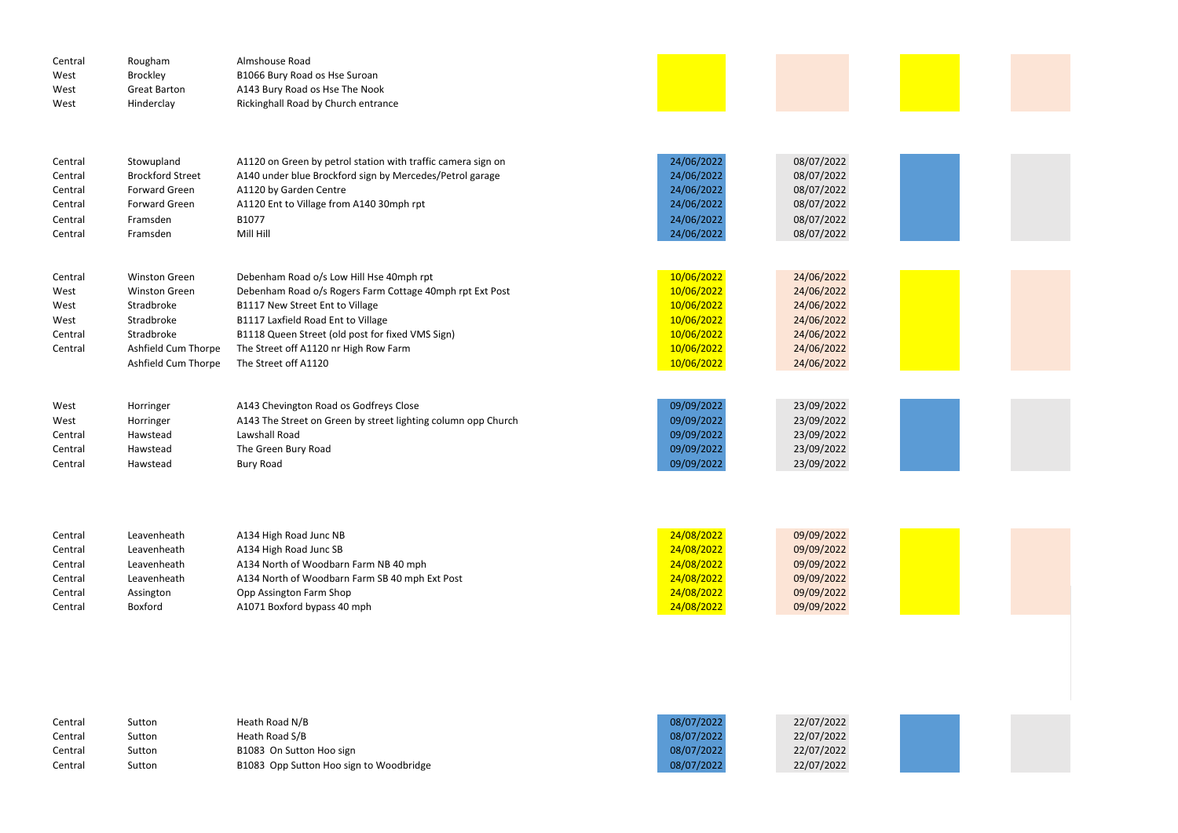| | | | | |
|---|---|---|---|---|
| Central | Rougham | Almshouse Road | | |
| West | Brockley | B1066 Bury Road os Hse Suroan | | |
| West | Great Barton | A143 Bury Road os Hse The Nook | | |
| West | Hinderclay | Rickinghall Road by Church entrance | | |
| | | | | |
| Central | Stowupland | A1120 on Green by petrol station with traffic camera sign on | 24/06/2022 | 08/07/2022 |
| Central | Brockford Street | A140 under blue Brockford sign by Mercedes/Petrol garage | 24/06/2022 | 08/07/2022 |
| Central | Forward Green | A1120 by Garden Centre | 24/06/2022 | 08/07/2022 |
| Central | Forward Green | A1120 Ent to Village from A140 30mph rpt | 24/06/2022 | 08/07/2022 |
| Central | Framsden | B1077 | 24/06/2022 | 08/07/2022 |
| Central | Framsden | Mill Hill | 24/06/2022 | 08/07/2022 |
| | | | | |
| Central | Winston Green | Debenham Road o/s Low Hill Hse 40mph rpt | 10/06/2022 | 24/06/2022 |
| West | Winston Green | Debenham Road o/s Rogers Farm Cottage 40mph rpt Ext Post | 10/06/2022 | 24/06/2022 |
| West | Stradbroke | B1117 New Street Ent to Village | 10/06/2022 | 24/06/2022 |
| West | Stradbroke | B1117 Laxfield Road Ent to Village | 10/06/2022 | 24/06/2022 |
| Central | Stradbroke | B1118 Queen Street (old post for fixed VMS Sign) | 10/06/2022 | 24/06/2022 |
| Central | Ashfield Cum Thorpe | The Street off A1120 nr High Row Farm | 10/06/2022 | 24/06/2022 |
| | Ashfield Cum Thorpe | The Street off A1120 | 10/06/2022 | 24/06/2022 |
| | | | | |
| West | Horringer | A143 Chevington Road os Godfreys Close | 09/09/2022 | 23/09/2022 |
| West | Horringer | A143 The Street on Green by street lighting column opp Church | 09/09/2022 | 23/09/2022 |
| Central | Hawstead | Lawshall Road | 09/09/2022 | 23/09/2022 |
| Central | Hawstead | The Green Bury Road | 09/09/2022 | 23/09/2022 |
| Central | Hawstead | Bury Road | 09/09/2022 | 23/09/2022 |
| | | | | |
| Central | Leavenheath | A134 High Road Junc NB | 24/08/2022 | 09/09/2022 |
| Central | Leavenheath | A134 High Road Junc SB | 24/08/2022 | 09/09/2022 |
| Central | Leavenheath | A134 North of Woodbarn Farm NB 40 mph | 24/08/2022 | 09/09/2022 |
| Central | Leavenheath | A134 North of Woodbarn Farm SB 40 mph Ext Post | 24/08/2022 | 09/09/2022 |
| Central | Assington | Opp Assington Farm Shop | 24/08/2022 | 09/09/2022 |
| Central | Boxford | A1071 Boxford bypass 40 mph | 24/08/2022 | 09/09/2022 |
| | | | | |
| Central | Sutton | Heath Road N/B | 08/07/2022 | 22/07/2022 |
| Central | Sutton | Heath Road S/B | 08/07/2022 | 22/07/2022 |
| Central | Sutton | B1083 On Sutton Hoo sign | 08/07/2022 | 22/07/2022 |
| Central | Sutton | B1083 Opp Sutton Hoo sign to Woodbridge | 08/07/2022 | 22/07/2022 |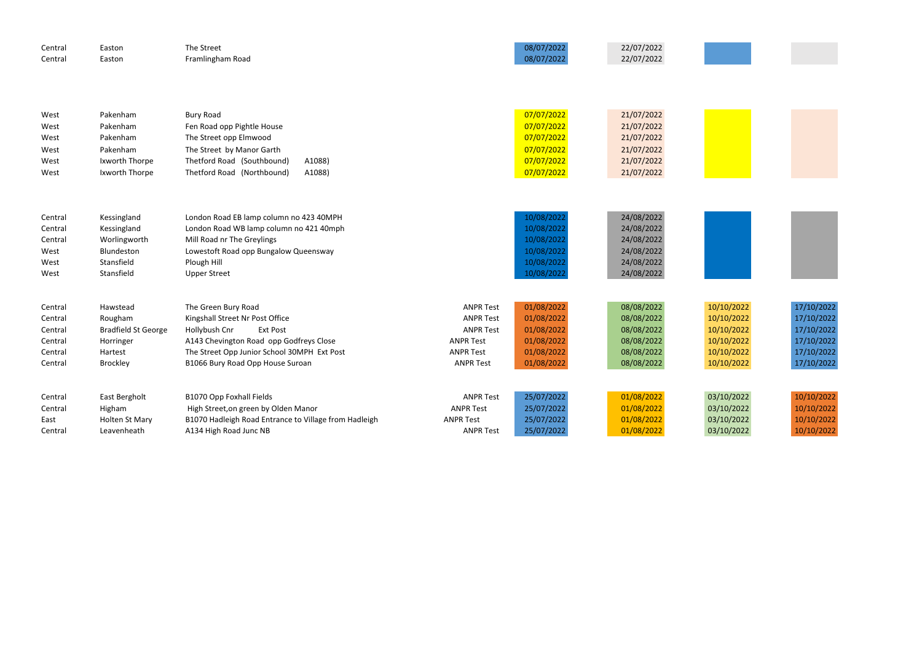| | | | | | | | | |
|---|---|---|---|---|---|---|---|---|
| Central | Easton | The Street | | | 08/07/2022 | 22/07/2022 | | |
| Central | Easton | Framlingham Road | | | 08/07/2022 | 22/07/2022 | | |
| | | | | | | | | |
| West | Pakenham | Bury Road | | | 07/07/2022 | 21/07/2022 | | |
| West | Pakenham | Fen Road opp Pightle House | | | 07/07/2022 | 21/07/2022 | | |
| West | Pakenham | The Street opp Elmwood | | | 07/07/2022 | 21/07/2022 | | |
| West | Pakenham | The Street by Manor Garth | | | 07/07/2022 | 21/07/2022 | | |
| West | Ixworth Thorpe | Thetford Road (Southbound) | A1088) | | 07/07/2022 | 21/07/2022 | | |
| West | Ixworth Thorpe | Thetford Road (Northbound) | A1088) | | 07/07/2022 | 21/07/2022 | | |
| | | | | | | | | |
| Central | Kessingland | London Road EB lamp column no 423 40MPH | | | 10/08/2022 | 24/08/2022 | | |
| Central | Kessingland | London Road WB lamp column no 421 40mph | | | 10/08/2022 | 24/08/2022 | | |
| Central | Worlingworth | Mill Road nr The Greylings | | | 10/08/2022 | 24/08/2022 | | |
| West | Blundeston | Lowestoft Road opp Bungalow Queensway | | | 10/08/2022 | 24/08/2022 | | |
| West | Stansfield | Plough Hill | | | 10/08/2022 | 24/08/2022 | | |
| West | Stansfield | Upper Street | | | 10/08/2022 | 24/08/2022 | | |
| | | | | | | | | |
| Central | Hawstead | The Green Bury Road | | ANPR Test | 01/08/2022 | 08/08/2022 | 10/10/2022 | 17/10/2022 |
| Central | Rougham | Kingshall Street Nr Post Office | | ANPR Test | 01/08/2022 | 08/08/2022 | 10/10/2022 | 17/10/2022 |
| Central | Bradfield St George | Hollybush Cnr | Ext Post | ANPR Test | 01/08/2022 | 08/08/2022 | 10/10/2022 | 17/10/2022 |
| Central | Horringer | A143 Chevington Road opp Godfreys Close | | ANPR Test | 01/08/2022 | 08/08/2022 | 10/10/2022 | 17/10/2022 |
| Central | Hartest | The Street Opp Junior School 30MPH Ext Post | | ANPR Test | 01/08/2022 | 08/08/2022 | 10/10/2022 | 17/10/2022 |
| Central | Brockley | B1066 Bury Road Opp House Suroan | | ANPR Test | 01/08/2022 | 08/08/2022 | 10/10/2022 | 17/10/2022 |
| | | | | | | | | |
| Central | East Bergholt | B1070 Opp Foxhall Fields | | ANPR Test | 25/07/2022 | 01/08/2022 | 03/10/2022 | 10/10/2022 |
| Central | Higham | High Street,on green by Olden Manor | | ANPR Test | 25/07/2022 | 01/08/2022 | 03/10/2022 | 10/10/2022 |
| East | Holten St Mary | B1070 Hadleigh Road Entrance to Village from Hadleigh | | ANPR Test | 25/07/2022 | 01/08/2022 | 03/10/2022 | 10/10/2022 |
| Central | Leavenheath | A134 High Road Junc NB | | ANPR Test | 25/07/2022 | 01/08/2022 | 03/10/2022 | 10/10/2022 |